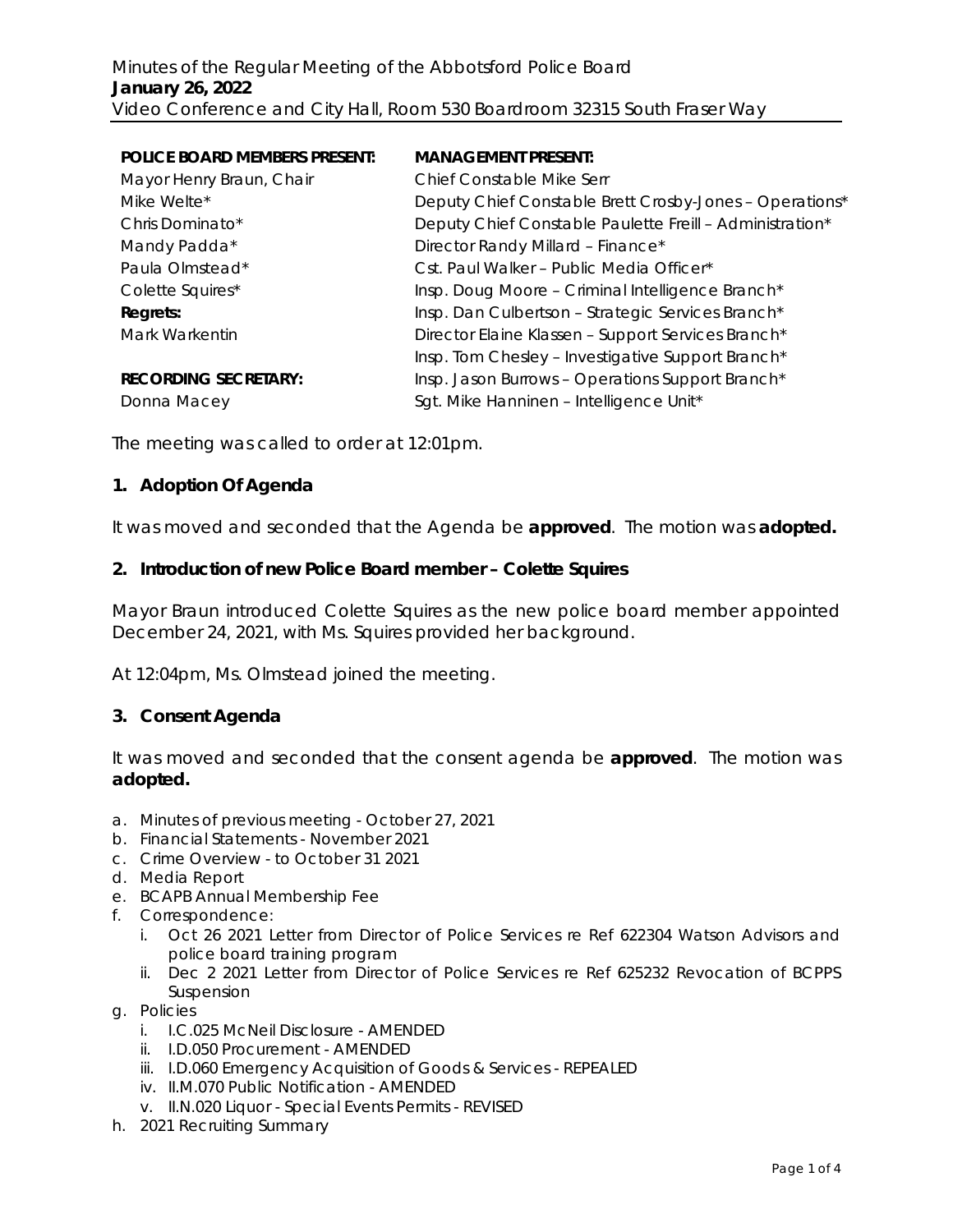Minutes of the Regular Meeting of the Abbotsford Police Board
**January 26, 2022**
Video Conference and City Hall, Room 530 Boardroom 32315 South Fraser Way

| **POLICE BOARD MEMBERS PRESENT:** | **MANAGEMENT PRESENT:** |
|---|---|
| Mayor Henry Braun, Chair | Chief Constable Mike Serr |
| Mike Welte* | Deputy Chief Constable Brett Crosby-Jones – Operations* |
| Chris Dominato* | Deputy Chief Constable Paulette Freill – Administration* |
| Mandy Padda* | Director Randy Millard – Finance* |
| Paula Olmstead* | Cst. Paul Walker – Public Media Officer* |
| Colette Squires* | Insp. Doug Moore – Criminal Intelligence Branch* |
| **Regrets:** | Insp. Dan Culbertson – Strategic Services Branch* |
| Mark Warkentin | Director Elaine Klassen – Support Services Branch* |
| | Insp. Tom Chesley – Investigative Support Branch* |
| **RECORDING SECRETARY:** | Insp. Jason Burrows – Operations Support Branch* |
| Donna Macey | Sgt. Mike Hanninen – Intelligence Unit* |

The meeting was called to order at 12:01pm.

## 1. Adoption Of Agenda

It was moved and seconded that the Agenda be **approved**. The motion was **adopted.**

## 2. Introduction of new Police Board member – Colette Squires

Mayor Braun introduced Colette Squires as the new police board member appointed December 24, 2021, with Ms. Squires provided her background.

At 12:04pm, Ms. Olmstead joined the meeting.

## 3. Consent Agenda

It was moved and seconded that the consent agenda be **approved**. The motion was **adopted.**

a. Minutes of previous meeting - October 27, 2021
b. Financial Statements - November 2021
c. Crime Overview - to October 31 2021
d. Media Report
e. BCAPB Annual Membership Fee
f. Correspondence:
   i. Oct 26 2021 Letter from Director of Police Services re Ref 622304 Watson Advisors and police board training program
   ii. Dec 2 2021 Letter from Director of Police Services re Ref 625232 Revocation of BCPPS Suspension
g. Policies
   i. I.C.025 McNeil Disclosure - AMENDED
   ii. I.D.050 Procurement - AMENDED
   iii. I.D.060 Emergency Acquisition of Goods & Services - REPEALED
   iv. II.M.070 Public Notification - AMENDED
   v. II.N.020 Liquor - Special Events Permits - REVISED
h. 2021 Recruiting Summary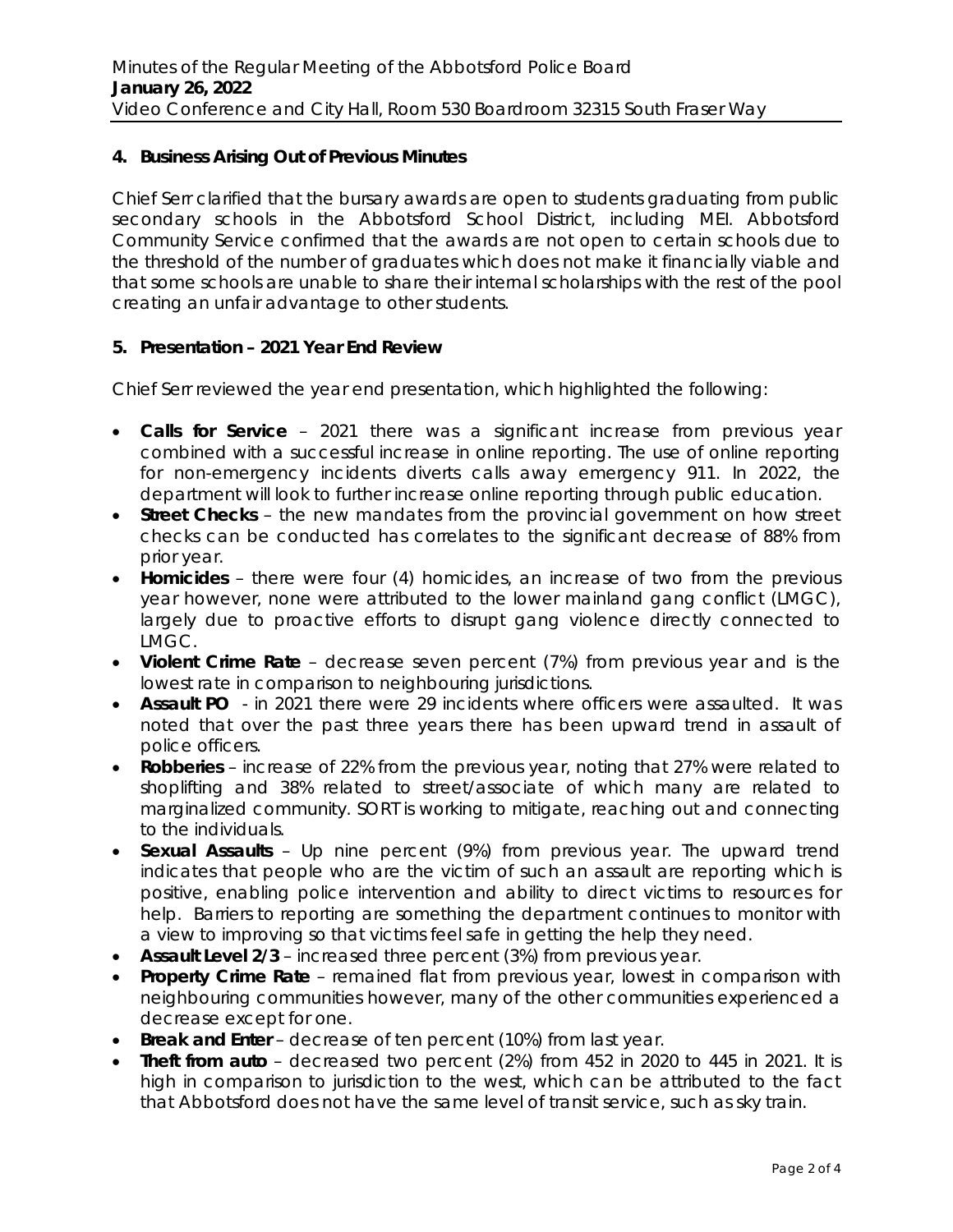## 4. Business Arising Out of Previous Minutes

Chief Serr clarified that the bursary awards are open to students graduating from public secondary schools in the Abbotsford School District, including MEI. Abbotsford Community Service confirmed that the awards are not open to certain schools due to the threshold of the number of graduates which does not make it financially viable and that some schools are unable to share their internal scholarships with the rest of the pool creating an unfair advantage to other students.

## 5. Presentation – 2021 Year End Review

Chief Serr reviewed the year end presentation, which highlighted the following:

- **Calls for Service** – 2021 there was a significant increase from previous year combined with a successful increase in online reporting. The use of online reporting for non-emergency incidents diverts calls away emergency 911. In 2022, the department will look to further increase online reporting through public education.
- **Street Checks** – the new mandates from the provincial government on how street checks can be conducted has correlates to the significant decrease of 88% from prior year.
- **Homicides** – there were four (4) homicides, an increase of two from the previous year however, none were attributed to the lower mainland gang conflict (LMGC), largely due to proactive efforts to disrupt gang violence directly connected to LMGC.
- **Violent Crime Rate** – decrease seven percent (7%) from previous year and is the lowest rate in comparison to neighbouring jurisdictions.
- **Assault PO** - in 2021 there were 29 incidents where officers were assaulted. It was noted that over the past three years there has been upward trend in assault of police officers.
- **Robberies** – increase of 22% from the previous year, noting that 27% were related to shoplifting and 38% related to street/associate of which many are related to marginalized community. SORT is working to mitigate, reaching out and connecting to the individuals.
- **Sexual Assaults** – Up nine percent (9%) from previous year. The upward trend indicates that people who are the victim of such an assault are reporting which is positive, enabling police intervention and ability to direct victims to resources for help. Barriers to reporting are something the department continues to monitor with a view to improving so that victims feel safe in getting the help they need.
- **Assault Level 2/3** – increased three percent (3%) from previous year.
- **Property Crime Rate** – remained flat from previous year, lowest in comparison with neighbouring communities however, many of the other communities experienced a decrease except for one.
- **Break and Enter** – decrease of ten percent (10%) from last year.
- **Theft from auto** – decreased two percent (2%) from 452 in 2020 to 445 in 2021. It is high in comparison to jurisdiction to the west, which can be attributed to the fact that Abbotsford does not have the same level of transit service, such as sky train.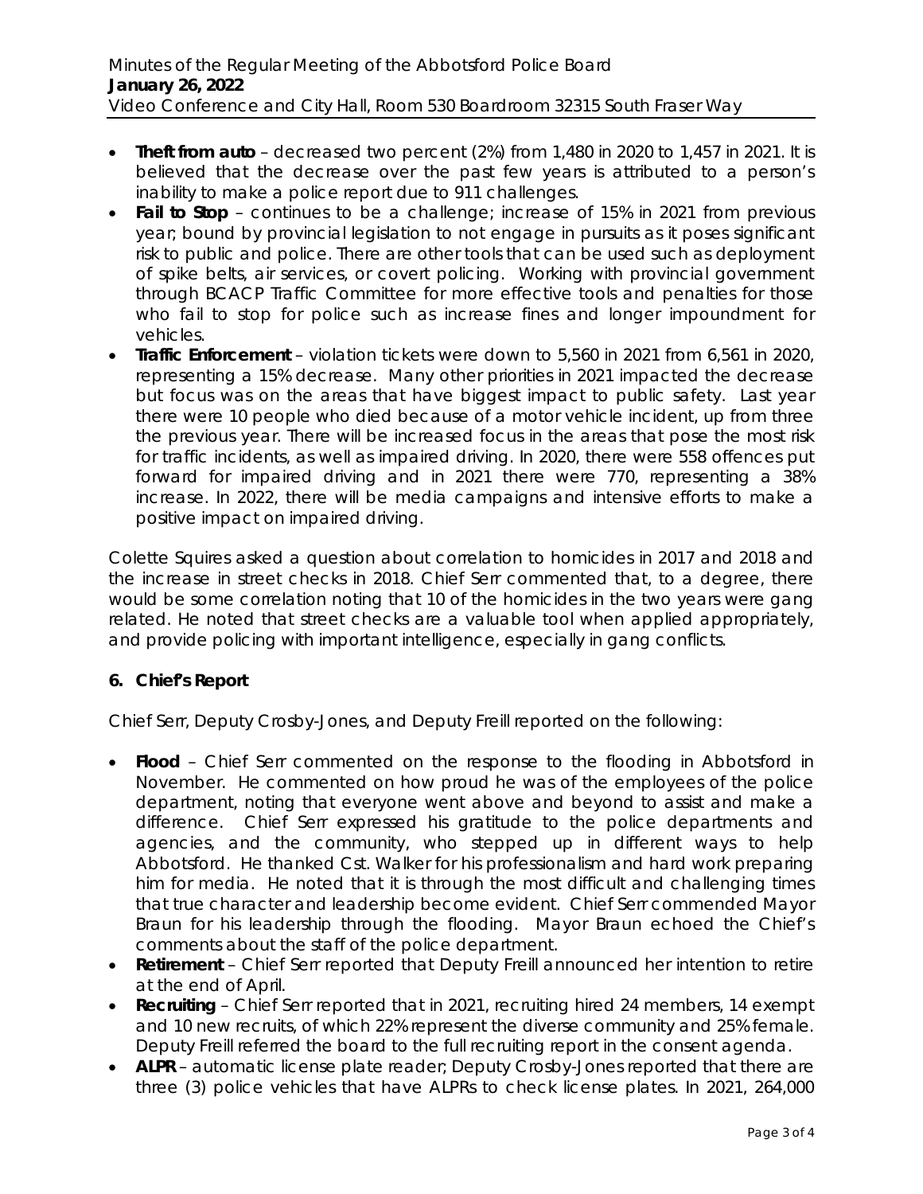- **Theft from auto** – decreased two percent (2%) from 1,480 in 2020 to 1,457 in 2021. It is believed that the decrease over the past few years is attributed to a person's inability to make a police report due to 911 challenges.
- **Fail to Stop** – continues to be a challenge; increase of 15% in 2021 from previous year; bound by provincial legislation to not engage in pursuits as it poses significant risk to public and police. There are other tools that can be used such as deployment of spike belts, air services, or covert policing. Working with provincial government through BCACP Traffic Committee for more effective tools and penalties for those who fail to stop for police such as increase fines and longer impoundment for vehicles.
- **Traffic Enforcement** – violation tickets were down to 5,560 in 2021 from 6,561 in 2020, representing a 15% decrease. Many other priorities in 2021 impacted the decrease but focus was on the areas that have biggest impact to public safety. Last year there were 10 people who died because of a motor vehicle incident, up from three the previous year. There will be increased focus in the areas that pose the most risk for traffic incidents, as well as impaired driving. In 2020, there were 558 offences put forward for impaired driving and in 2021 there were 770, representing a 38% increase. In 2022, there will be media campaigns and intensive efforts to make a positive impact on impaired driving.

Colette Squires asked a question about correlation to homicides in 2017 and 2018 and the increase in street checks in 2018. Chief Serr commented that, to a degree, there would be some correlation noting that 10 of the homicides in the two years were gang related. He noted that street checks are a valuable tool when applied appropriately, and provide policing with important intelligence, especially in gang conflicts.

## 6. Chief's Report

Chief Serr, Deputy Crosby-Jones, and Deputy Freill reported on the following:

- **Flood** – Chief Serr commented on the response to the flooding in Abbotsford in November. He commented on how proud he was of the employees of the police department, noting that everyone went above and beyond to assist and make a difference. Chief Serr expressed his gratitude to the police departments and agencies, and the community, who stepped up in different ways to help Abbotsford. He thanked Cst. Walker for his professionalism and hard work preparing him for media. He noted that it is through the most difficult and challenging times that true character and leadership become evident. Chief Serr commended Mayor Braun for his leadership through the flooding. Mayor Braun echoed the Chief's comments about the staff of the police department.
- **Retirement** – Chief Serr reported that Deputy Freill announced her intention to retire at the end of April.
- **Recruiting** – Chief Serr reported that in 2021, recruiting hired 24 members, 14 exempt and 10 new recruits, of which 22% represent the diverse community and 25% female. Deputy Freill referred the board to the full recruiting report in the consent agenda.
- **ALPR** – automatic license plate reader; Deputy Crosby-Jones reported that there are three (3) police vehicles that have ALPRs to check license plates. In 2021, 264,000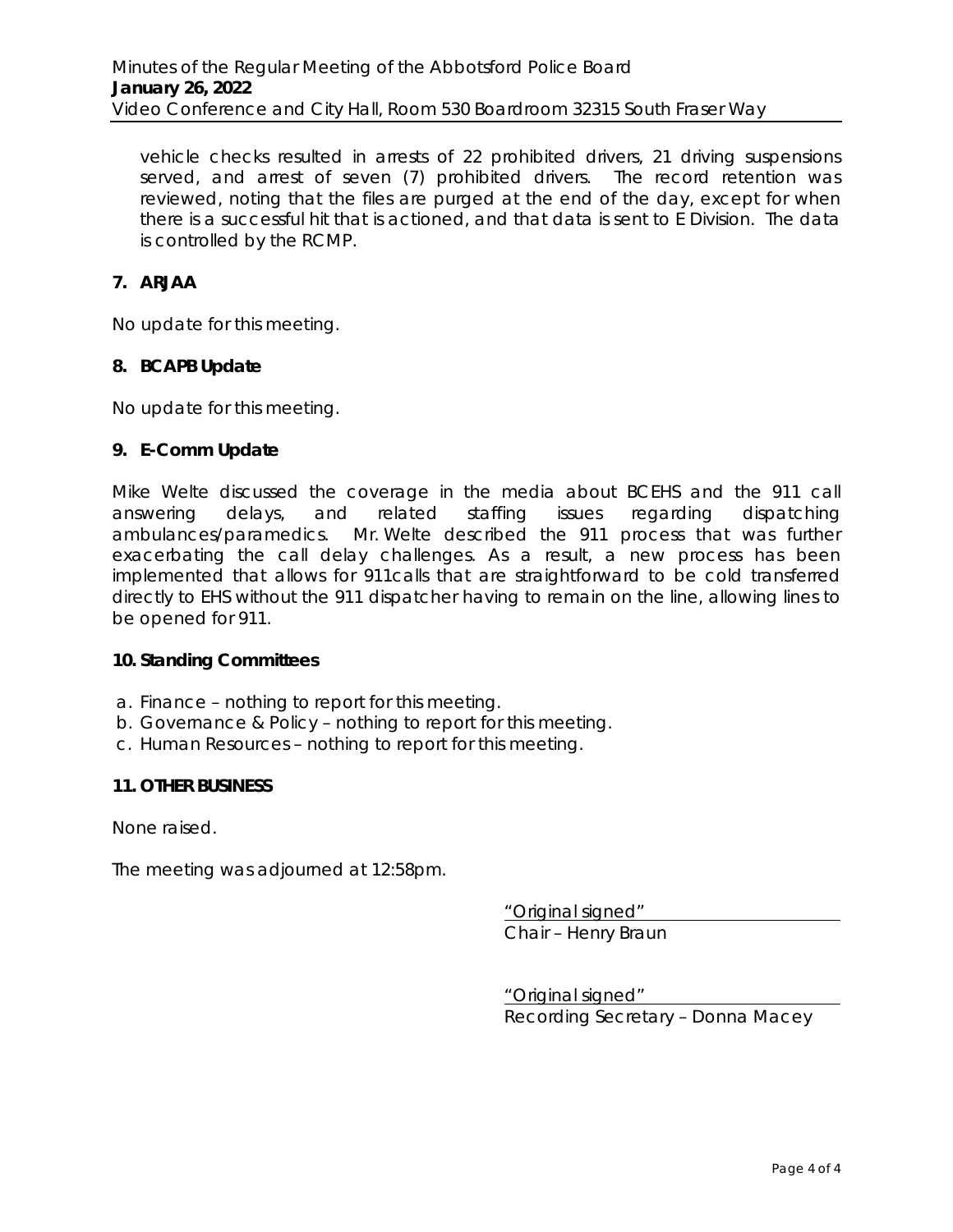vehicle checks resulted in arrests of 22 prohibited drivers, 21 driving suspensions served, and arrest of seven (7) prohibited drivers. The record retention was reviewed, noting that the files are purged at the end of the day, except for when there is a successful hit that is actioned, and that data is sent to E Division. The data is controlled by the RCMP.

**7. ARJAA**

No update for this meeting.

**8. BCAPB Update**

No update for this meeting.

**9. E-Comm Update**

Mike Welte discussed the coverage in the media about BCEHS and the 911 call answering delays, and related staffing issues regarding dispatching ambulances/paramedics. Mr. Welte described the 911 process that was further exacerbating the call delay challenges. As a result, a new process has been implemented that allows for 911calls that are straightforward to be cold transferred directly to EHS without the 911 dispatcher having to remain on the line, allowing lines to be opened for 911.

**10. Standing Committees**

a. Finance – nothing to report for this meeting.
b. Governance & Policy – nothing to report for this meeting.
c. Human Resources – nothing to report for this meeting.

**11. OTHER BUSINESS**

None raised.

The meeting was adjourned at 12:58pm.

"Original signed"
Chair – Henry Braun

"Original signed"
Recording Secretary – Donna Macey